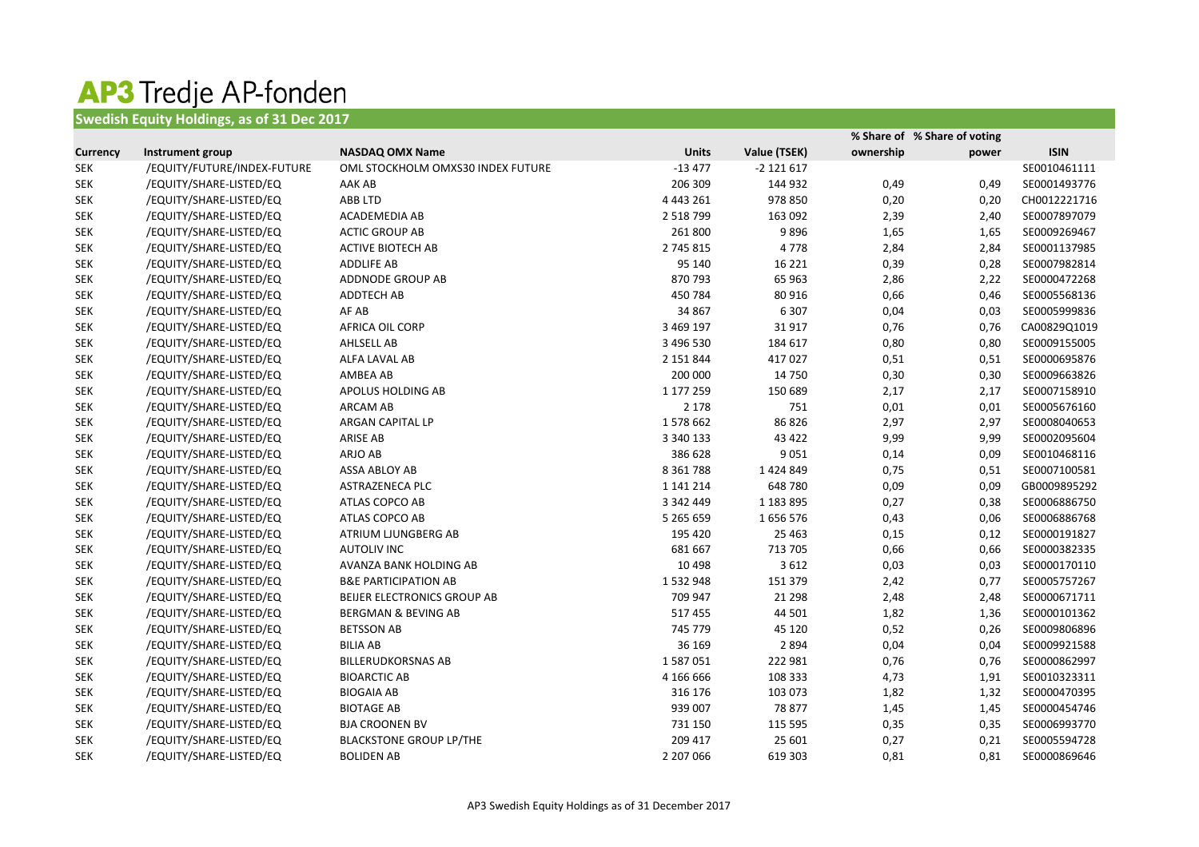# AP3 Tredje AP-fonden

## Swedish Equity Holdings, as of 31 Dec 2017

| Currency | Instrument group | NASDAQ OMX Name | Units | Value (TSEK) | % Share of ownership | % Share of voting power | ISIN |
|---|---|---|---|---|---|---|---|
| SEK | /EQUITY/FUTURE/INDEX-FUTURE | OML STOCKHOLM OMXS30 INDEX FUTURE | -13 477 | -2 121 617 | | | SE0010461111 |
| SEK | /EQUITY/SHARE-LISTED/EQ | AAK AB | 206 309 | 144 932 | 0,49 | 0,49 | SE0001493776 |
| SEK | /EQUITY/SHARE-LISTED/EQ | ABB LTD | 4 443 261 | 978 850 | 0,20 | 0,20 | CH0012221716 |
| SEK | /EQUITY/SHARE-LISTED/EQ | ACADEMEDIA AB | 2 518 799 | 163 092 | 2,39 | 2,40 | SE0007897079 |
| SEK | /EQUITY/SHARE-LISTED/EQ | ACTIC GROUP AB | 261 800 | 9 896 | 1,65 | 1,65 | SE0009269467 |
| SEK | /EQUITY/SHARE-LISTED/EQ | ACTIVE BIOTECH AB | 2 745 815 | 4 778 | 2,84 | 2,84 | SE0001137985 |
| SEK | /EQUITY/SHARE-LISTED/EQ | ADDLIFE AB | 95 140 | 16 221 | 0,39 | 0,28 | SE0007982814 |
| SEK | /EQUITY/SHARE-LISTED/EQ | ADDNODE GROUP AB | 870 793 | 65 963 | 2,86 | 2,22 | SE0000472268 |
| SEK | /EQUITY/SHARE-LISTED/EQ | ADDTECH AB | 450 784 | 80 916 | 0,66 | 0,46 | SE0005568136 |
| SEK | /EQUITY/SHARE-LISTED/EQ | AF AB | 34 867 | 6 307 | 0,04 | 0,03 | SE0005999836 |
| SEK | /EQUITY/SHARE-LISTED/EQ | AFRICA OIL CORP | 3 469 197 | 31 917 | 0,76 | 0,76 | CA00829Q1019 |
| SEK | /EQUITY/SHARE-LISTED/EQ | AHLSELL AB | 3 496 530 | 184 617 | 0,80 | 0,80 | SE0009155005 |
| SEK | /EQUITY/SHARE-LISTED/EQ | ALFA LAVAL AB | 2 151 844 | 417 027 | 0,51 | 0,51 | SE0000695876 |
| SEK | /EQUITY/SHARE-LISTED/EQ | AMBEA AB | 200 000 | 14 750 | 0,30 | 0,30 | SE0009663826 |
| SEK | /EQUITY/SHARE-LISTED/EQ | APOLUS HOLDING AB | 1 177 259 | 150 689 | 2,17 | 2,17 | SE0007158910 |
| SEK | /EQUITY/SHARE-LISTED/EQ | ARCAM AB | 2 178 | 751 | 0,01 | 0,01 | SE0005676160 |
| SEK | /EQUITY/SHARE-LISTED/EQ | ARGAN CAPITAL LP | 1 578 662 | 86 826 | 2,97 | 2,97 | SE0008040653 |
| SEK | /EQUITY/SHARE-LISTED/EQ | ARISE AB | 3 340 133 | 43 422 | 9,99 | 9,99 | SE0002095604 |
| SEK | /EQUITY/SHARE-LISTED/EQ | ARJO AB | 386 628 | 9 051 | 0,14 | 0,09 | SE0010468116 |
| SEK | /EQUITY/SHARE-LISTED/EQ | ASSA ABLOY AB | 8 361 788 | 1 424 849 | 0,75 | 0,51 | SE0007100581 |
| SEK | /EQUITY/SHARE-LISTED/EQ | ASTRAZENECA PLC | 1 141 214 | 648 780 | 0,09 | 0,09 | GB0009895292 |
| SEK | /EQUITY/SHARE-LISTED/EQ | ATLAS COPCO AB | 3 342 449 | 1 183 895 | 0,27 | 0,38 | SE0006886750 |
| SEK | /EQUITY/SHARE-LISTED/EQ | ATLAS COPCO AB | 5 265 659 | 1 656 576 | 0,43 | 0,06 | SE0006886768 |
| SEK | /EQUITY/SHARE-LISTED/EQ | ATRIUM LJUNGBERG AB | 195 420 | 25 463 | 0,15 | 0,12 | SE0000191827 |
| SEK | /EQUITY/SHARE-LISTED/EQ | AUTOLIV INC | 681 667 | 713 705 | 0,66 | 0,66 | SE0000382335 |
| SEK | /EQUITY/SHARE-LISTED/EQ | AVANZA BANK HOLDING AB | 10 498 | 3 612 | 0,03 | 0,03 | SE0000170110 |
| SEK | /EQUITY/SHARE-LISTED/EQ | B&E PARTICIPATION AB | 1 532 948 | 151 379 | 2,42 | 0,77 | SE0005757267 |
| SEK | /EQUITY/SHARE-LISTED/EQ | BEIJER ELECTRONICS GROUP AB | 709 947 | 21 298 | 2,48 | 2,48 | SE0000671711 |
| SEK | /EQUITY/SHARE-LISTED/EQ | BERGMAN & BEVING AB | 517 455 | 44 501 | 1,82 | 1,36 | SE0000101362 |
| SEK | /EQUITY/SHARE-LISTED/EQ | BETSSON AB | 745 779 | 45 120 | 0,52 | 0,26 | SE0009806896 |
| SEK | /EQUITY/SHARE-LISTED/EQ | BILIA AB | 36 169 | 2 894 | 0,04 | 0,04 | SE0009921588 |
| SEK | /EQUITY/SHARE-LISTED/EQ | BILLERUDKORSNAS AB | 1 587 051 | 222 981 | 0,76 | 0,76 | SE0000862997 |
| SEK | /EQUITY/SHARE-LISTED/EQ | BIOARCTIC AB | 4 166 666 | 108 333 | 4,73 | 1,91 | SE0010323311 |
| SEK | /EQUITY/SHARE-LISTED/EQ | BIOGAIA AB | 316 176 | 103 073 | 1,82 | 1,32 | SE0000470395 |
| SEK | /EQUITY/SHARE-LISTED/EQ | BIOTAGE AB | 939 007 | 78 877 | 1,45 | 1,45 | SE0000454746 |
| SEK | /EQUITY/SHARE-LISTED/EQ | BJA CROONEN BV | 731 150 | 115 595 | 0,35 | 0,35 | SE0006993770 |
| SEK | /EQUITY/SHARE-LISTED/EQ | BLACKSTONE GROUP LP/THE | 209 417 | 25 601 | 0,27 | 0,21 | SE0005594728 |
| SEK | /EQUITY/SHARE-LISTED/EQ | BOLIDEN AB | 2 207 066 | 619 303 | 0,81 | 0,81 | SE0000869646 |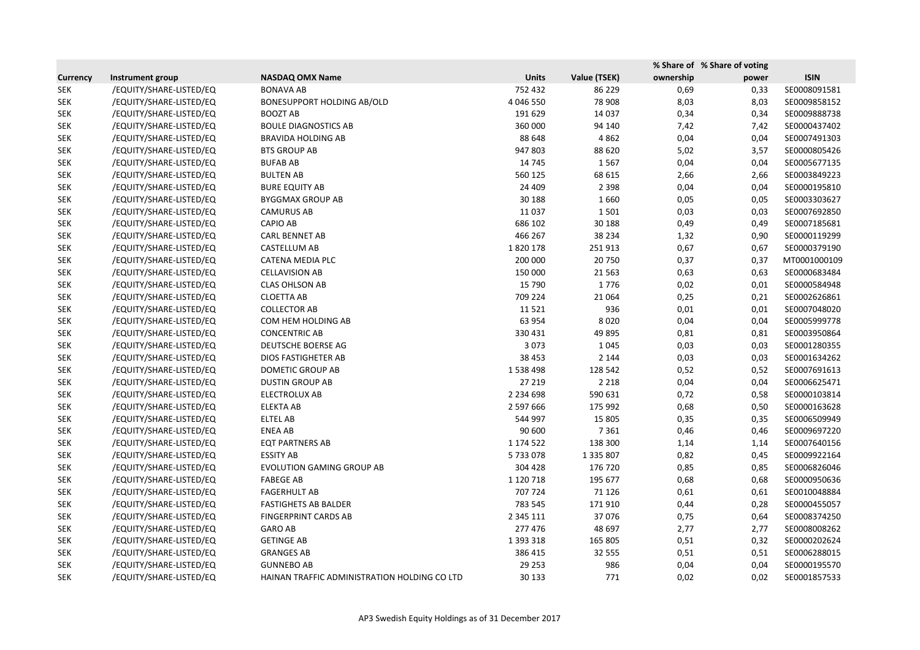| Currency | Instrument group | NASDAQ OMX Name | Units | Value (TSEK) | % Share of ownership | % Share of voting power | ISIN |
|---|---|---|---|---|---|---|---|
| SEK | /EQUITY/SHARE-LISTED/EQ | BONAVA AB | 752 432 | 86 229 | 0,69 | 0,33 | SE0008091581 |
| SEK | /EQUITY/SHARE-LISTED/EQ | BONESUPPORT HOLDING AB/OLD | 4 046 550 | 78 908 | 8,03 | 8,03 | SE0009858152 |
| SEK | /EQUITY/SHARE-LISTED/EQ | BOOZT AB | 191 629 | 14 037 | 0,34 | 0,34 | SE0009888738 |
| SEK | /EQUITY/SHARE-LISTED/EQ | BOULE DIAGNOSTICS AB | 360 000 | 94 140 | 7,42 | 7,42 | SE0000437402 |
| SEK | /EQUITY/SHARE-LISTED/EQ | BRAVIDA HOLDING AB | 88 648 | 4 862 | 0,04 | 0,04 | SE0007491303 |
| SEK | /EQUITY/SHARE-LISTED/EQ | BTS GROUP AB | 947 803 | 88 620 | 5,02 | 3,57 | SE0000805426 |
| SEK | /EQUITY/SHARE-LISTED/EQ | BUFAB AB | 14 745 | 1 567 | 0,04 | 0,04 | SE0005677135 |
| SEK | /EQUITY/SHARE-LISTED/EQ | BULTEN AB | 560 125 | 68 615 | 2,66 | 2,66 | SE0003849223 |
| SEK | /EQUITY/SHARE-LISTED/EQ | BURE EQUITY AB | 24 409 | 2 398 | 0,04 | 0,04 | SE0000195810 |
| SEK | /EQUITY/SHARE-LISTED/EQ | BYGGMAX GROUP AB | 30 188 | 1 660 | 0,05 | 0,05 | SE0003303627 |
| SEK | /EQUITY/SHARE-LISTED/EQ | CAMURUS AB | 11 037 | 1 501 | 0,03 | 0,03 | SE0007692850 |
| SEK | /EQUITY/SHARE-LISTED/EQ | CAPIO AB | 686 102 | 30 188 | 0,49 | 0,49 | SE0007185681 |
| SEK | /EQUITY/SHARE-LISTED/EQ | CARL BENNET AB | 466 267 | 38 234 | 1,32 | 0,90 | SE0000119299 |
| SEK | /EQUITY/SHARE-LISTED/EQ | CASTELLUM AB | 1 820 178 | 251 913 | 0,67 | 0,67 | SE0000379190 |
| SEK | /EQUITY/SHARE-LISTED/EQ | CATENA MEDIA PLC | 200 000 | 20 750 | 0,37 | 0,37 | MT0001000109 |
| SEK | /EQUITY/SHARE-LISTED/EQ | CELLAVISION AB | 150 000 | 21 563 | 0,63 | 0,63 | SE0000683484 |
| SEK | /EQUITY/SHARE-LISTED/EQ | CLAS OHLSON AB | 15 790 | 1 776 | 0,02 | 0,01 | SE0000584948 |
| SEK | /EQUITY/SHARE-LISTED/EQ | CLOETTA AB | 709 224 | 21 064 | 0,25 | 0,21 | SE0002626861 |
| SEK | /EQUITY/SHARE-LISTED/EQ | COLLECTOR AB | 11 521 | 936 | 0,01 | 0,01 | SE0007048020 |
| SEK | /EQUITY/SHARE-LISTED/EQ | COM HEM HOLDING AB | 63 954 | 8 020 | 0,04 | 0,04 | SE0005999778 |
| SEK | /EQUITY/SHARE-LISTED/EQ | CONCENTRIC AB | 330 431 | 49 895 | 0,81 | 0,81 | SE0003950864 |
| SEK | /EQUITY/SHARE-LISTED/EQ | DEUTSCHE BOERSE AG | 3 073 | 1 045 | 0,03 | 0,03 | SE0001280355 |
| SEK | /EQUITY/SHARE-LISTED/EQ | DIOS FASTIGHETER AB | 38 453 | 2 144 | 0,03 | 0,03 | SE0001634262 |
| SEK | /EQUITY/SHARE-LISTED/EQ | DOMETIC GROUP AB | 1 538 498 | 128 542 | 0,52 | 0,52 | SE0007691613 |
| SEK | /EQUITY/SHARE-LISTED/EQ | DUSTIN GROUP AB | 27 219 | 2 218 | 0,04 | 0,04 | SE0006625471 |
| SEK | /EQUITY/SHARE-LISTED/EQ | ELECTROLUX AB | 2 234 698 | 590 631 | 0,72 | 0,58 | SE0000103814 |
| SEK | /EQUITY/SHARE-LISTED/EQ | ELEKTA AB | 2 597 666 | 175 992 | 0,68 | 0,50 | SE0000163628 |
| SEK | /EQUITY/SHARE-LISTED/EQ | ELTEL AB | 544 997 | 15 805 | 0,35 | 0,35 | SE0006509949 |
| SEK | /EQUITY/SHARE-LISTED/EQ | ENEA AB | 90 600 | 7 361 | 0,46 | 0,46 | SE0009697220 |
| SEK | /EQUITY/SHARE-LISTED/EQ | EQT PARTNERS AB | 1 174 522 | 138 300 | 1,14 | 1,14 | SE0007640156 |
| SEK | /EQUITY/SHARE-LISTED/EQ | ESSITY AB | 5 733 078 | 1 335 807 | 0,82 | 0,45 | SE0009922164 |
| SEK | /EQUITY/SHARE-LISTED/EQ | EVOLUTION GAMING GROUP AB | 304 428 | 176 720 | 0,85 | 0,85 | SE0006826046 |
| SEK | /EQUITY/SHARE-LISTED/EQ | FABEGE AB | 1 120 718 | 195 677 | 0,68 | 0,68 | SE0000950636 |
| SEK | /EQUITY/SHARE-LISTED/EQ | FAGERHULT AB | 707 724 | 71 126 | 0,61 | 0,61 | SE0010048884 |
| SEK | /EQUITY/SHARE-LISTED/EQ | FASTIGHETS AB BALDER | 783 545 | 171 910 | 0,44 | 0,28 | SE0000455057 |
| SEK | /EQUITY/SHARE-LISTED/EQ | FINGERPRINT CARDS AB | 2 345 111 | 37 076 | 0,75 | 0,64 | SE0008374250 |
| SEK | /EQUITY/SHARE-LISTED/EQ | GARO AB | 277 476 | 48 697 | 2,77 | 2,77 | SE0008008262 |
| SEK | /EQUITY/SHARE-LISTED/EQ | GETINGE AB | 1 393 318 | 165 805 | 0,51 | 0,32 | SE0000202624 |
| SEK | /EQUITY/SHARE-LISTED/EQ | GRANGES AB | 386 415 | 32 555 | 0,51 | 0,51 | SE0006288015 |
| SEK | /EQUITY/SHARE-LISTED/EQ | GUNNEBO AB | 29 253 | 986 | 0,04 | 0,04 | SE0000195570 |
| SEK | /EQUITY/SHARE-LISTED/EQ | HAINAN TRAFFIC ADMINISTRATION HOLDING CO LTD | 30 133 | 771 | 0,02 | 0,02 | SE0001857533 |

AP3 Swedish Equity Holdings as of 31 December 2017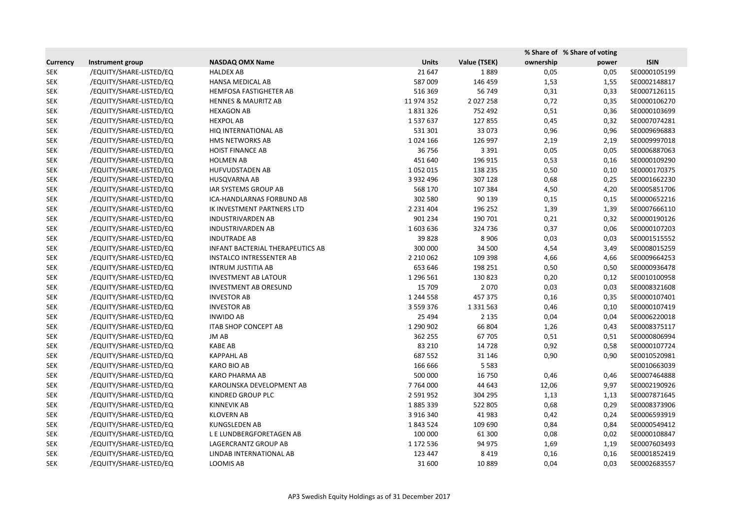| Currency | Instrument group | NASDAQ OMX Name | Units | Value (TSEK) | % Share of ownership | % Share of voting power | ISIN |
|---|---|---|---|---|---|---|---|
| SEK | /EQUITY/SHARE-LISTED/EQ | HALDEX AB | 21 647 | 1 889 | 0,05 | 0,05 | SE0000105199 |
| SEK | /EQUITY/SHARE-LISTED/EQ | HANSA MEDICAL AB | 587 009 | 146 459 | 1,53 | 1,55 | SE0002148817 |
| SEK | /EQUITY/SHARE-LISTED/EQ | HEMFOSA FASTIGHETER AB | 516 369 | 56 749 | 0,31 | 0,33 | SE0007126115 |
| SEK | /EQUITY/SHARE-LISTED/EQ | HENNES & MAURITZ AB | 11 974 352 | 2 027 258 | 0,72 | 0,35 | SE0000106270 |
| SEK | /EQUITY/SHARE-LISTED/EQ | HEXAGON AB | 1 831 326 | 752 492 | 0,51 | 0,36 | SE0000103699 |
| SEK | /EQUITY/SHARE-LISTED/EQ | HEXPOL AB | 1 537 637 | 127 855 | 0,45 | 0,32 | SE0007074281 |
| SEK | /EQUITY/SHARE-LISTED/EQ | HIQ INTERNATIONAL AB | 531 301 | 33 073 | 0,96 | 0,96 | SE0009696883 |
| SEK | /EQUITY/SHARE-LISTED/EQ | HMS NETWORKS AB | 1 024 166 | 126 997 | 2,19 | 2,19 | SE0009997018 |
| SEK | /EQUITY/SHARE-LISTED/EQ | HOIST FINANCE AB | 36 756 | 3 391 | 0,05 | 0,05 | SE0006887063 |
| SEK | /EQUITY/SHARE-LISTED/EQ | HOLMEN AB | 451 640 | 196 915 | 0,53 | 0,16 | SE0000109290 |
| SEK | /EQUITY/SHARE-LISTED/EQ | HUFVUDSTADEN AB | 1 052 015 | 138 235 | 0,50 | 0,10 | SE0000170375 |
| SEK | /EQUITY/SHARE-LISTED/EQ | HUSQVARNA AB | 3 932 496 | 307 128 | 0,68 | 0,25 | SE0001662230 |
| SEK | /EQUITY/SHARE-LISTED/EQ | IAR SYSTEMS GROUP AB | 568 170 | 107 384 | 4,50 | 4,20 | SE0005851706 |
| SEK | /EQUITY/SHARE-LISTED/EQ | ICA-HANDLARNAS FORBUND AB | 302 580 | 90 139 | 0,15 | 0,15 | SE0000652216 |
| SEK | /EQUITY/SHARE-LISTED/EQ | IK INVESTMENT PARTNERS LTD | 2 231 404 | 196 252 | 1,39 | 1,39 | SE0007666110 |
| SEK | /EQUITY/SHARE-LISTED/EQ | INDUSTRIVARDEN AB | 901 234 | 190 701 | 0,21 | 0,32 | SE0000190126 |
| SEK | /EQUITY/SHARE-LISTED/EQ | INDUSTRIVARDEN AB | 1 603 636 | 324 736 | 0,37 | 0,06 | SE0000107203 |
| SEK | /EQUITY/SHARE-LISTED/EQ | INDUTRADE AB | 39 828 | 8 906 | 0,03 | 0,03 | SE0001515552 |
| SEK | /EQUITY/SHARE-LISTED/EQ | INFANT BACTERIAL THERAPEUTICS AB | 300 000 | 34 500 | 4,54 | 3,49 | SE0008015259 |
| SEK | /EQUITY/SHARE-LISTED/EQ | INSTALCO INTRESSENTER AB | 2 210 062 | 109 398 | 4,66 | 4,66 | SE0009664253 |
| SEK | /EQUITY/SHARE-LISTED/EQ | INTRUM JUSTITIA AB | 653 646 | 198 251 | 0,50 | 0,50 | SE0000936478 |
| SEK | /EQUITY/SHARE-LISTED/EQ | INVESTMENT AB LATOUR | 1 296 561 | 130 823 | 0,20 | 0,12 | SE0010100958 |
| SEK | /EQUITY/SHARE-LISTED/EQ | INVESTMENT AB ORESUND | 15 709 | 2 070 | 0,03 | 0,03 | SE0008321608 |
| SEK | /EQUITY/SHARE-LISTED/EQ | INVESTOR AB | 1 244 558 | 457 375 | 0,16 | 0,35 | SE0000107401 |
| SEK | /EQUITY/SHARE-LISTED/EQ | INVESTOR AB | 3 559 376 | 1 331 563 | 0,46 | 0,10 | SE0000107419 |
| SEK | /EQUITY/SHARE-LISTED/EQ | INWIDO AB | 25 494 | 2 135 | 0,04 | 0,04 | SE0006220018 |
| SEK | /EQUITY/SHARE-LISTED/EQ | ITAB SHOP CONCEPT AB | 1 290 902 | 66 804 | 1,26 | 0,43 | SE0008375117 |
| SEK | /EQUITY/SHARE-LISTED/EQ | JM AB | 362 255 | 67 705 | 0,51 | 0,51 | SE0000806994 |
| SEK | /EQUITY/SHARE-LISTED/EQ | KABE AB | 83 210 | 14 728 | 0,92 | 0,58 | SE0000107724 |
| SEK | /EQUITY/SHARE-LISTED/EQ | KAPPAHL AB | 687 552 | 31 146 | 0,90 | 0,90 | SE0010520981 |
| SEK | /EQUITY/SHARE-LISTED/EQ | KARO BIO AB | 166 666 | 5 583 | | | SE0010663039 |
| SEK | /EQUITY/SHARE-LISTED/EQ | KARO PHARMA AB | 500 000 | 16 750 | 0,46 | 0,46 | SE0007464888 |
| SEK | /EQUITY/SHARE-LISTED/EQ | KAROLINSKA DEVELOPMENT AB | 7 764 000 | 44 643 | 12,06 | 9,97 | SE0002190926 |
| SEK | /EQUITY/SHARE-LISTED/EQ | KINDRED GROUP PLC | 2 591 952 | 304 295 | 1,13 | 1,13 | SE0007871645 |
| SEK | /EQUITY/SHARE-LISTED/EQ | KINNEVIK AB | 1 885 339 | 522 805 | 0,68 | 0,29 | SE0008373906 |
| SEK | /EQUITY/SHARE-LISTED/EQ | KLOVERN AB | 3 916 340 | 41 983 | 0,42 | 0,24 | SE0006593919 |
| SEK | /EQUITY/SHARE-LISTED/EQ | KUNGSLEDEN AB | 1 843 524 | 109 690 | 0,84 | 0,84 | SE0000549412 |
| SEK | /EQUITY/SHARE-LISTED/EQ | L E LUNDBERGFORETAGEN AB | 100 000 | 61 300 | 0,08 | 0,02 | SE0000108847 |
| SEK | /EQUITY/SHARE-LISTED/EQ | LAGERCRANTZ GROUP AB | 1 172 536 | 94 975 | 1,69 | 1,19 | SE0007603493 |
| SEK | /EQUITY/SHARE-LISTED/EQ | LINDAB INTERNATIONAL AB | 123 447 | 8 419 | 0,16 | 0,16 | SE0001852419 |
| SEK | /EQUITY/SHARE-LISTED/EQ | LOOMIS AB | 31 600 | 10 889 | 0,04 | 0,03 | SE0002683557 |

AP3 Swedish Equity Holdings as of 31 December 2017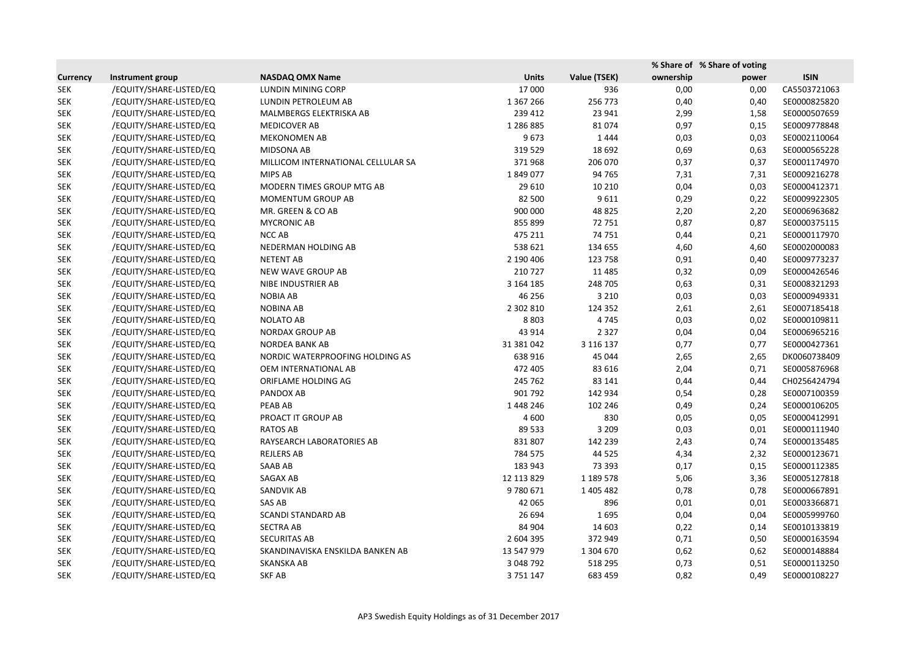| Currency | Instrument group | NASDAQ OMX Name | Units | Value (TSEK) | % Share of ownership | % Share of voting power | ISIN |
|---|---|---|---|---|---|---|---|
| SEK | /EQUITY/SHARE-LISTED/EQ | LUNDIN MINING CORP | 17 000 | 936 | 0,00 | 0,00 | CA5503721063 |
| SEK | /EQUITY/SHARE-LISTED/EQ | LUNDIN PETROLEUM AB | 1 367 266 | 256 773 | 0,40 | 0,40 | SE0000825820 |
| SEK | /EQUITY/SHARE-LISTED/EQ | MALMBERGS ELEKTRISKA AB | 239 412 | 23 941 | 2,99 | 1,58 | SE0000507659 |
| SEK | /EQUITY/SHARE-LISTED/EQ | MEDICOVER AB | 1 286 885 | 81 074 | 0,97 | 0,15 | SE0009778848 |
| SEK | /EQUITY/SHARE-LISTED/EQ | MEKONOMEN AB | 9 673 | 1 444 | 0,03 | 0,03 | SE0002110064 |
| SEK | /EQUITY/SHARE-LISTED/EQ | MIDSONA AB | 319 529 | 18 692 | 0,69 | 0,63 | SE0000565228 |
| SEK | /EQUITY/SHARE-LISTED/EQ | MILLICOM INTERNATIONAL CELLULAR SA | 371 968 | 206 070 | 0,37 | 0,37 | SE0001174970 |
| SEK | /EQUITY/SHARE-LISTED/EQ | MIPS AB | 1 849 077 | 94 765 | 7,31 | 7,31 | SE0009216278 |
| SEK | /EQUITY/SHARE-LISTED/EQ | MODERN TIMES GROUP MTG AB | 29 610 | 10 210 | 0,04 | 0,03 | SE0000412371 |
| SEK | /EQUITY/SHARE-LISTED/EQ | MOMENTUM GROUP AB | 82 500 | 9 611 | 0,29 | 0,22 | SE0009922305 |
| SEK | /EQUITY/SHARE-LISTED/EQ | MR. GREEN & CO AB | 900 000 | 48 825 | 2,20 | 2,20 | SE0006963682 |
| SEK | /EQUITY/SHARE-LISTED/EQ | MYCRONIC AB | 855 899 | 72 751 | 0,87 | 0,87 | SE0000375115 |
| SEK | /EQUITY/SHARE-LISTED/EQ | NCC AB | 475 211 | 74 751 | 0,44 | 0,21 | SE0000117970 |
| SEK | /EQUITY/SHARE-LISTED/EQ | NEDERMAN HOLDING AB | 538 621 | 134 655 | 4,60 | 4,60 | SE0002000083 |
| SEK | /EQUITY/SHARE-LISTED/EQ | NETENT AB | 2 190 406 | 123 758 | 0,91 | 0,40 | SE0009773237 |
| SEK | /EQUITY/SHARE-LISTED/EQ | NEW WAVE GROUP AB | 210 727 | 11 485 | 0,32 | 0,09 | SE0000426546 |
| SEK | /EQUITY/SHARE-LISTED/EQ | NIBE INDUSTRIER AB | 3 164 185 | 248 705 | 0,63 | 0,31 | SE0008321293 |
| SEK | /EQUITY/SHARE-LISTED/EQ | NOBIA AB | 46 256 | 3 210 | 0,03 | 0,03 | SE0000949331 |
| SEK | /EQUITY/SHARE-LISTED/EQ | NOBINA AB | 2 302 810 | 124 352 | 2,61 | 2,61 | SE0007185418 |
| SEK | /EQUITY/SHARE-LISTED/EQ | NOLATO AB | 8 803 | 4 745 | 0,03 | 0,02 | SE0000109811 |
| SEK | /EQUITY/SHARE-LISTED/EQ | NORDAX GROUP AB | 43 914 | 2 327 | 0,04 | 0,04 | SE0006965216 |
| SEK | /EQUITY/SHARE-LISTED/EQ | NORDEA BANK AB | 31 381 042 | 3 116 137 | 0,77 | 0,77 | SE0000427361 |
| SEK | /EQUITY/SHARE-LISTED/EQ | NORDIC WATERPROOFING HOLDING AS | 638 916 | 45 044 | 2,65 | 2,65 | DK0060738409 |
| SEK | /EQUITY/SHARE-LISTED/EQ | OEM INTERNATIONAL AB | 472 405 | 83 616 | 2,04 | 0,71 | SE0005876968 |
| SEK | /EQUITY/SHARE-LISTED/EQ | ORIFLAME HOLDING AG | 245 762 | 83 141 | 0,44 | 0,44 | CH0256424794 |
| SEK | /EQUITY/SHARE-LISTED/EQ | PANDOX AB | 901 792 | 142 934 | 0,54 | 0,28 | SE0007100359 |
| SEK | /EQUITY/SHARE-LISTED/EQ | PEAB AB | 1 448 246 | 102 246 | 0,49 | 0,24 | SE0000106205 |
| SEK | /EQUITY/SHARE-LISTED/EQ | PROACT IT GROUP AB | 4 600 | 830 | 0,05 | 0,05 | SE0000412991 |
| SEK | /EQUITY/SHARE-LISTED/EQ | RATOS AB | 89 533 | 3 209 | 0,03 | 0,01 | SE0000111940 |
| SEK | /EQUITY/SHARE-LISTED/EQ | RAYSEARCH LABORATORIES AB | 831 807 | 142 239 | 2,43 | 0,74 | SE0000135485 |
| SEK | /EQUITY/SHARE-LISTED/EQ | REJLERS AB | 784 575 | 44 525 | 4,34 | 2,32 | SE0000123671 |
| SEK | /EQUITY/SHARE-LISTED/EQ | SAAB AB | 183 943 | 73 393 | 0,17 | 0,15 | SE0000112385 |
| SEK | /EQUITY/SHARE-LISTED/EQ | SAGAX AB | 12 113 829 | 1 189 578 | 5,06 | 3,36 | SE0005127818 |
| SEK | /EQUITY/SHARE-LISTED/EQ | SANDVIK AB | 9 780 671 | 1 405 482 | 0,78 | 0,78 | SE0000667891 |
| SEK | /EQUITY/SHARE-LISTED/EQ | SAS AB | 42 065 | 896 | 0,01 | 0,01 | SE0003366871 |
| SEK | /EQUITY/SHARE-LISTED/EQ | SCANDI STANDARD AB | 26 694 | 1 695 | 0,04 | 0,04 | SE0005999760 |
| SEK | /EQUITY/SHARE-LISTED/EQ | SECTRA AB | 84 904 | 14 603 | 0,22 | 0,14 | SE0010133819 |
| SEK | /EQUITY/SHARE-LISTED/EQ | SECURITAS AB | 2 604 395 | 372 949 | 0,71 | 0,50 | SE0000163594 |
| SEK | /EQUITY/SHARE-LISTED/EQ | SKANDINAVISKA ENSKILDA BANKEN AB | 13 547 979 | 1 304 670 | 0,62 | 0,62 | SE0000148884 |
| SEK | /EQUITY/SHARE-LISTED/EQ | SKANSKA AB | 3 048 792 | 518 295 | 0,73 | 0,51 | SE0000113250 |
| SEK | /EQUITY/SHARE-LISTED/EQ | SKF AB | 3 751 147 | 683 459 | 0,82 | 0,49 | SE0000108227 |

AP3 Swedish Equity Holdings as of 31 December 2017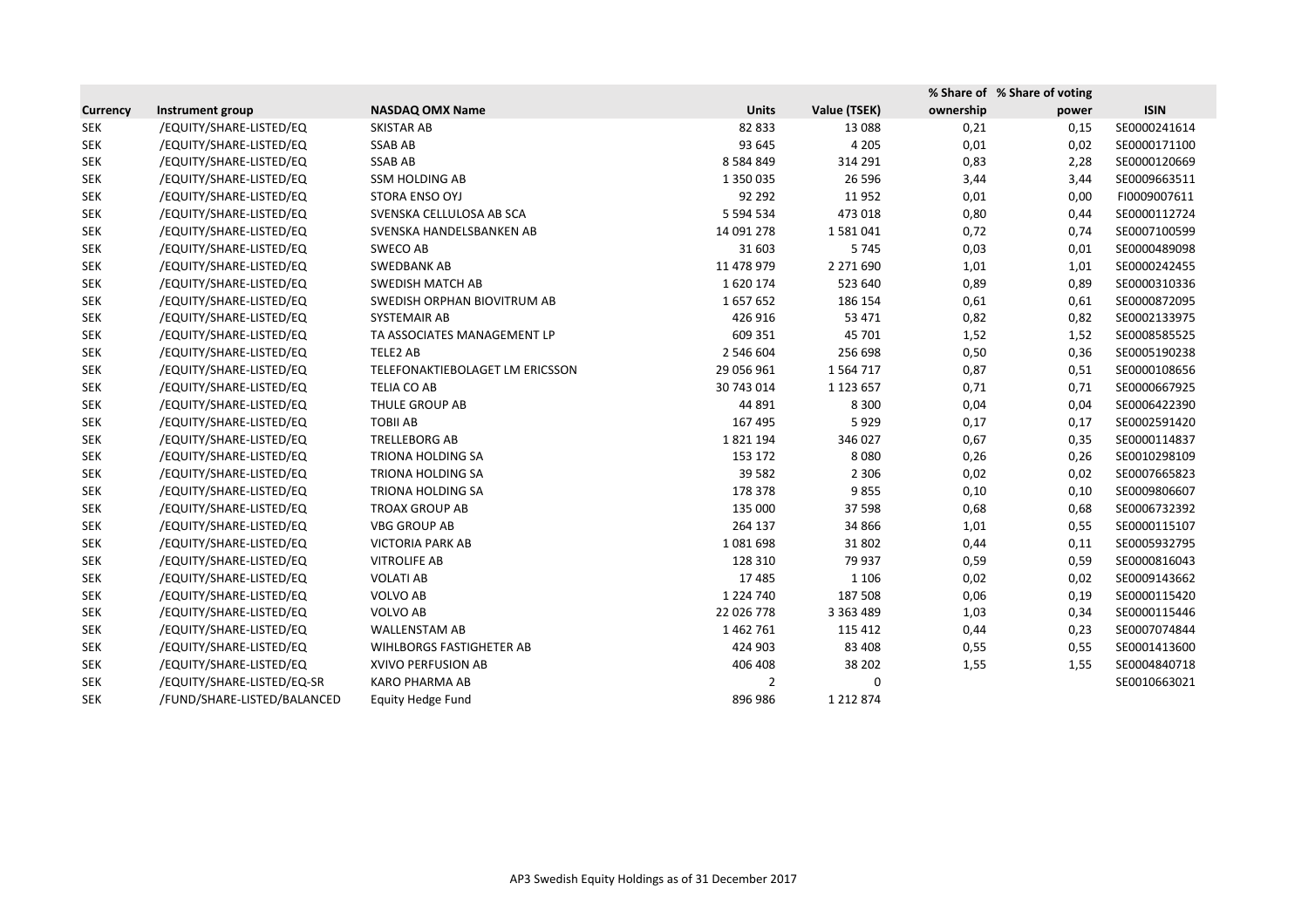| Currency | Instrument group | NASDAQ OMX Name | Units | Value (TSEK) | % Share of ownership | % Share of voting power | ISIN |
|---|---|---|---|---|---|---|---|
| SEK | /EQUITY/SHARE-LISTED/EQ | SKISTAR AB | 82 833 | 13 088 | 0,21 | 0,15 | SE0000241614 |
| SEK | /EQUITY/SHARE-LISTED/EQ | SSAB AB | 93 645 | 4 205 | 0,01 | 0,02 | SE0000171100 |
| SEK | /EQUITY/SHARE-LISTED/EQ | SSAB AB | 8 584 849 | 314 291 | 0,83 | 2,28 | SE0000120669 |
| SEK | /EQUITY/SHARE-LISTED/EQ | SSM HOLDING AB | 1 350 035 | 26 596 | 3,44 | 3,44 | SE0009663511 |
| SEK | /EQUITY/SHARE-LISTED/EQ | STORA ENSO OYJ | 92 292 | 11 952 | 0,01 | 0,00 | FI0009007611 |
| SEK | /EQUITY/SHARE-LISTED/EQ | SVENSKA CELLULOSA AB SCA | 5 594 534 | 473 018 | 0,80 | 0,44 | SE0000112724 |
| SEK | /EQUITY/SHARE-LISTED/EQ | SVENSKA HANDELSBANKEN AB | 14 091 278 | 1 581 041 | 0,72 | 0,74 | SE0007100599 |
| SEK | /EQUITY/SHARE-LISTED/EQ | SWECO AB | 31 603 | 5 745 | 0,03 | 0,01 | SE0000489098 |
| SEK | /EQUITY/SHARE-LISTED/EQ | SWEDBANK AB | 11 478 979 | 2 271 690 | 1,01 | 1,01 | SE0000242455 |
| SEK | /EQUITY/SHARE-LISTED/EQ | SWEDISH MATCH AB | 1 620 174 | 523 640 | 0,89 | 0,89 | SE0000310336 |
| SEK | /EQUITY/SHARE-LISTED/EQ | SWEDISH ORPHAN BIOVITRUM AB | 1 657 652 | 186 154 | 0,61 | 0,61 | SE0000872095 |
| SEK | /EQUITY/SHARE-LISTED/EQ | SYSTEMAIR AB | 426 916 | 53 471 | 0,82 | 0,82 | SE0002133975 |
| SEK | /EQUITY/SHARE-LISTED/EQ | TA ASSOCIATES MANAGEMENT LP | 609 351 | 45 701 | 1,52 | 1,52 | SE0008585525 |
| SEK | /EQUITY/SHARE-LISTED/EQ | TELE2 AB | 2 546 604 | 256 698 | 0,50 | 0,36 | SE0005190238 |
| SEK | /EQUITY/SHARE-LISTED/EQ | TELEFONAKTIEBOLAGET LM ERICSSON | 29 056 961 | 1 564 717 | 0,87 | 0,51 | SE0000108656 |
| SEK | /EQUITY/SHARE-LISTED/EQ | TELIA CO AB | 30 743 014 | 1 123 657 | 0,71 | 0,71 | SE0000667925 |
| SEK | /EQUITY/SHARE-LISTED/EQ | THULE GROUP AB | 44 891 | 8 300 | 0,04 | 0,04 | SE0006422390 |
| SEK | /EQUITY/SHARE-LISTED/EQ | TOBII AB | 167 495 | 5 929 | 0,17 | 0,17 | SE0002591420 |
| SEK | /EQUITY/SHARE-LISTED/EQ | TRELLEBORG AB | 1 821 194 | 346 027 | 0,67 | 0,35 | SE0000114837 |
| SEK | /EQUITY/SHARE-LISTED/EQ | TRIONA HOLDING SA | 153 172 | 8 080 | 0,26 | 0,26 | SE0010298109 |
| SEK | /EQUITY/SHARE-LISTED/EQ | TRIONA HOLDING SA | 39 582 | 2 306 | 0,02 | 0,02 | SE0007665823 |
| SEK | /EQUITY/SHARE-LISTED/EQ | TRIONA HOLDING SA | 178 378 | 9 855 | 0,10 | 0,10 | SE0009806607 |
| SEK | /EQUITY/SHARE-LISTED/EQ | TROAX GROUP AB | 135 000 | 37 598 | 0,68 | 0,68 | SE0006732392 |
| SEK | /EQUITY/SHARE-LISTED/EQ | VBG GROUP AB | 264 137 | 34 866 | 1,01 | 0,55 | SE0000115107 |
| SEK | /EQUITY/SHARE-LISTED/EQ | VICTORIA PARK AB | 1 081 698 | 31 802 | 0,44 | 0,11 | SE0005932795 |
| SEK | /EQUITY/SHARE-LISTED/EQ | VITROLIFE AB | 128 310 | 79 937 | 0,59 | 0,59 | SE0000816043 |
| SEK | /EQUITY/SHARE-LISTED/EQ | VOLATI AB | 17 485 | 1 106 | 0,02 | 0,02 | SE0009143662 |
| SEK | /EQUITY/SHARE-LISTED/EQ | VOLVO AB | 1 224 740 | 187 508 | 0,06 | 0,19 | SE0000115420 |
| SEK | /EQUITY/SHARE-LISTED/EQ | VOLVO AB | 22 026 778 | 3 363 489 | 1,03 | 0,34 | SE0000115446 |
| SEK | /EQUITY/SHARE-LISTED/EQ | WALLENSTAM AB | 1 462 761 | 115 412 | 0,44 | 0,23 | SE0007074844 |
| SEK | /EQUITY/SHARE-LISTED/EQ | WIHLBORGS FASTIGHETER AB | 424 903 | 83 408 | 0,55 | 0,55 | SE0001413600 |
| SEK | /EQUITY/SHARE-LISTED/EQ | XVIVO PERFUSION AB | 406 408 | 38 202 | 1,55 | 1,55 | SE0004840718 |
| SEK | /EQUITY/SHARE-LISTED/EQ-SR | KARO PHARMA AB | 2 | 0 | | | SE0010663021 |
| SEK | /FUND/SHARE-LISTED/BALANCED | Equity Hedge Fund | 896 986 | 1 212 874 | | | |

AP3 Swedish Equity Holdings as of 31 December 2017